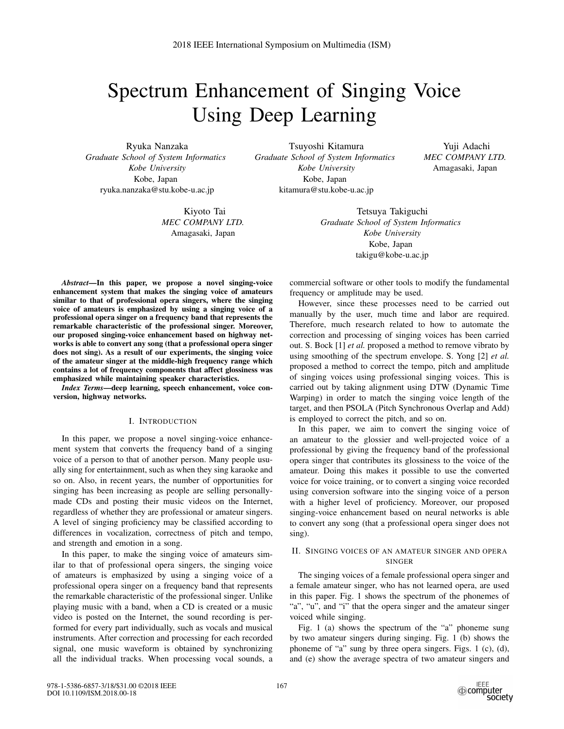# Spectrum Enhancement of Singing Voice Using Deep Learning

Ryuka Nanzaka
*Graduate School of System Informatics*
*Kobe University*
Kobe, Japan
ryuka.nanzaka@stu.kobe-u.ac.jp

Tsuyoshi Kitamura
*Graduate School of System Informatics*
*Kobe University*
Kobe, Japan
kitamura@stu.kobe-u.ac.jp

Yuji Adachi
*MEC COMPANY LTD.*
Amagasaki, Japan

Kiyoto Tai
*MEC COMPANY LTD.*
Amagasaki, Japan

Tetsuya Takiguchi
*Graduate School of System Informatics*
*Kobe University*
Kobe, Japan
takigu@kobe-u.ac.jp

***Abstract*—In this paper, we propose a novel singing-voice enhancement system that makes the singing voice of amateurs similar to that of professional opera singers, where the singing voice of amateurs is emphasized by using a singing voice of a professional opera singer on a frequency band that represents the remarkable characteristic of the professional singer. Moreover, our proposed singing-voice enhancement based on highway networks is able to convert any song (that a professional opera singer does not sing). As a result of our experiments, the singing voice of the amateur singer at the middle-high frequency range which contains a lot of frequency components that affect glossiness was emphasized while maintaining speaker characteristics.**

***Index Terms*—deep learning, speech enhancement, voice conversion, highway networks.**

## I. Introduction

In this paper, we propose a novel singing-voice enhancement system that converts the frequency band of a singing voice of a person to that of another person. Many people usually sing for entertainment, such as when they sing karaoke and so on. Also, in recent years, the number of opportunities for singing has been increasing as people are selling personally-made CDs and posting their music videos on the Internet, regardless of whether they are professional or amateur singers. A level of singing proficiency may be classified according to differences in vocalization, correctness of pitch and tempo, and strength and emotion in a song.

In this paper, to make the singing voice of amateurs similar to that of professional opera singers, the singing voice of amateurs is emphasized by using a singing voice of a professional opera singer on a frequency band that represents the remarkable characteristic of the professional singer. Unlike playing music with a band, when a CD is created or a music video is posted on the Internet, the sound recording is performed for every part individually, such as vocals and musical instruments. After correction and processing for each recorded signal, one music waveform is obtained by synchronizing all the individual tracks. When processing vocal sounds, a commercial software or other tools to modify the fundamental frequency or amplitude may be used.

However, since these processes need to be carried out manually by the user, much time and labor are required. Therefore, much research related to how to automate the correction and processing of singing voices has been carried out. S. Bock [1] *et al.* proposed a method to remove vibrato by using smoothing of the spectrum envelope. S. Yong [2] *et al.* proposed a method to correct the tempo, pitch and amplitude of singing voices using professional singing voices. This is carried out by taking alignment using DTW (Dynamic Time Warping) in order to match the singing voice length of the target, and then PSOLA (Pitch Synchronous Overlap and Add) is employed to correct the pitch, and so on.

In this paper, we aim to convert the singing voice of an amateur to the glossier and well-projected voice of a professional by giving the frequency band of the professional opera singer that contributes its glossiness to the voice of the amateur. Doing this makes it possible to use the converted voice for voice training, or to convert a singing voice recorded using conversion software into the singing voice of a person with a higher level of proficiency. Moreover, our proposed singing-voice enhancement based on neural networks is able to convert any song (that a professional opera singer does not sing).

## II. Singing voices of an amateur singer and opera singer

The singing voices of a female professional opera singer and a female amateur singer, who has not learned opera, are used in this paper. Fig. 1 shows the spectrum of the phonemes of "a", "u", and "i" that the opera singer and the amateur singer voiced while singing.

Fig. 1 (a) shows the spectrum of the "a" phoneme sung by two amateur singers during singing. Fig. 1 (b) shows the phoneme of "a" sung by three opera singers. Figs. 1 (c), (d), and (e) show the average spectra of two amateur singers and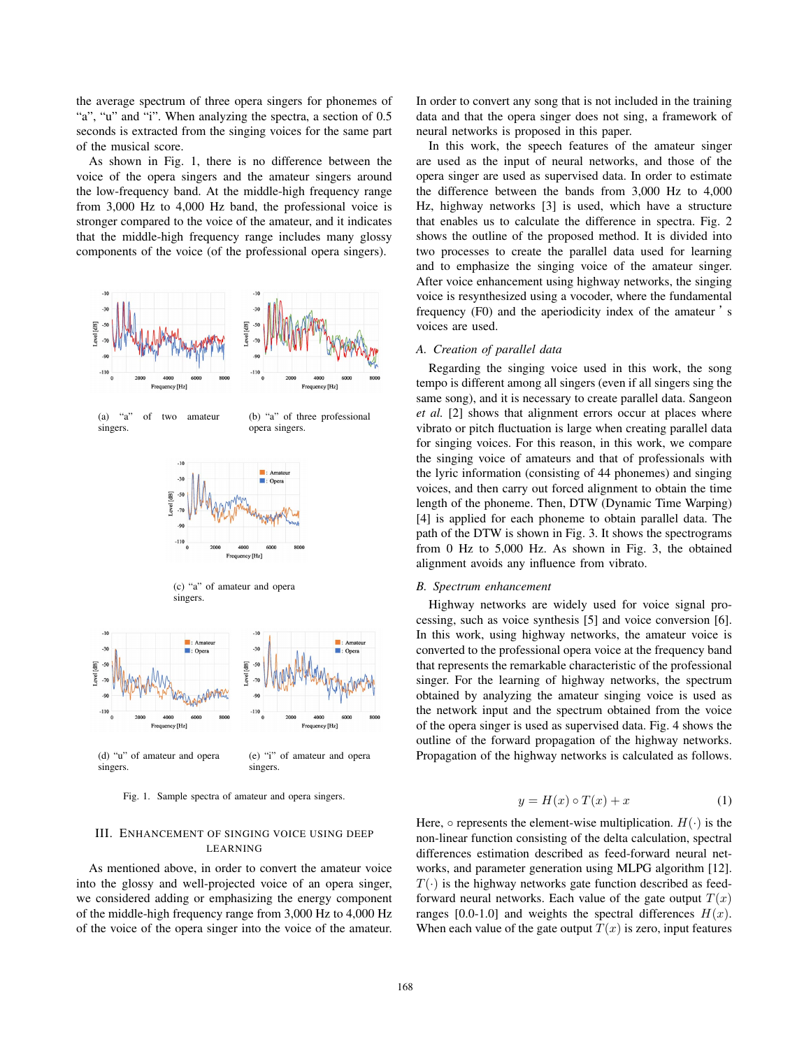the average spectrum of three opera singers for phonemes of "a", "u" and "i". When analyzing the spectra, a section of 0.5 seconds is extracted from the singing voices for the same part of the musical score.

As shown in Fig. 1, there is no difference between the voice of the opera singers and the amateur singers around the low-frequency band. At the middle-high frequency range from 3,000 Hz to 4,000 Hz band, the professional voice is stronger compared to the voice of the amateur, and it indicates that the middle-high frequency range includes many glossy components of the voice (of the professional opera singers).

(a) "a" of two amateur singers.

(b) "a" of three professional opera singers.

(c) "a" of amateur and opera singers.

(d) "u" of amateur and opera singers.

(e) "i" of amateur and opera singers.

Fig. 1. Sample spectra of amateur and opera singers.

## III. Enhancement of Singing Voice Using Deep Learning

As mentioned above, in order to convert the amateur voice into the glossy and well-projected voice of an opera singer, we considered adding or emphasizing the energy component of the middle-high frequency range from 3,000 Hz to 4,000 Hz of the voice of the opera singer into the voice of the amateur. In order to convert any song that is not included in the training data and that the opera singer does not sing, a framework of neural networks is proposed in this paper.

In this work, the speech features of the amateur singer are used as the input of neural networks, and those of the opera singer are used as supervised data. In order to estimate the difference between the bands from 3,000 Hz to 4,000 Hz, highway networks [3] is used, which have a structure that enables us to calculate the difference in spectra. Fig. 2 shows the outline of the proposed method. It is divided into two processes to create the parallel data used for learning and to emphasize the singing voice of the amateur singer. After voice enhancement using highway networks, the singing voice is resynthesized using a vocoder, where the fundamental frequency (F0) and the aperiodicity index of the amateur's voices are used.

### A. Creation of parallel data

Regarding the singing voice used in this work, the song tempo is different among all singers (even if all singers sing the same song), and it is necessary to create parallel data. Sangeon *et al.* [2] shows that alignment errors occur at places where vibrato or pitch fluctuation is large when creating parallel data for singing voices. For this reason, in this work, we compare the singing voice of amateurs and that of professionals with the lyric information (consisting of 44 phonemes) and singing voices, and then carry out forced alignment to obtain the time length of the phoneme. Then, DTW (Dynamic Time Warping) [4] is applied for each phoneme to obtain parallel data. The path of the DTW is shown in Fig. 3. It shows the spectrograms from 0 Hz to 5,000 Hz. As shown in Fig. 3, the obtained alignment avoids any influence from vibrato.

### B. Spectrum enhancement

Highway networks are widely used for voice signal processing, such as voice synthesis [5] and voice conversion [6]. In this work, using highway networks, the amateur voice is converted to the professional opera voice at the frequency band that represents the remarkable characteristic of the professional singer. For the learning of highway networks, the spectrum obtained by analyzing the amateur singing voice is used as the network input and the spectrum obtained from the voice of the opera singer is used as supervised data. Fig. 4 shows the outline of the forward propagation of the highway networks. Propagation of the highway networks is calculated as follows.

$$y = H(x) \circ T(x) + x \tag{1}$$

Here, $\circ$ represents the element-wise multiplication. $H(\cdot)$ is the non-linear function consisting of the delta calculation, spectral differences estimation described as feed-forward neural networks, and parameter generation using MLPG algorithm [12]. $T(\cdot)$ is the highway networks gate function described as feed-forward neural networks. Each value of the gate output $T(x)$ ranges [0.0-1.0] and weights the spectral differences $H(x)$. When each value of the gate output $T(x)$ is zero, input features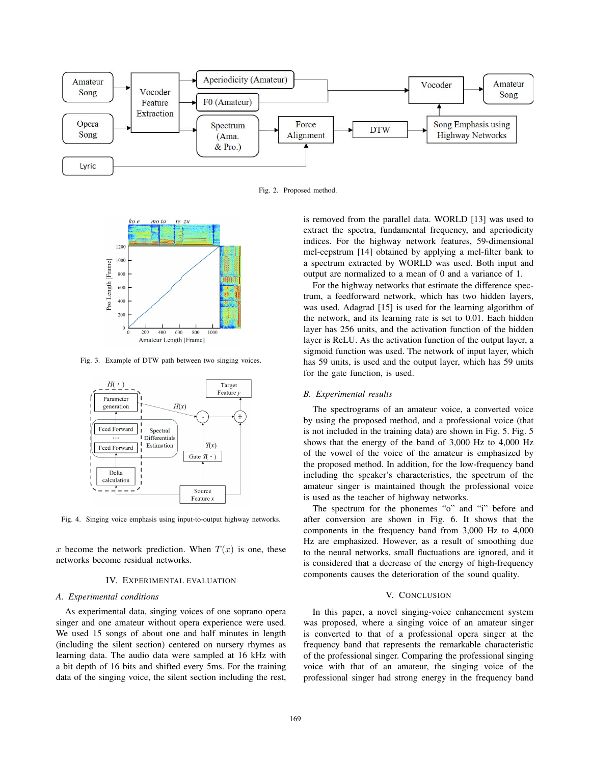Fig. 2. Proposed method.

Fig. 3. Example of DTW path between two singing voices.

Fig. 4. Singing voice emphasis using input-to-output highway networks.

$x$ become the network prediction. When $T(x)$ is one, these networks become residual networks.

## IV. Experimental Evaluation

### A. Experimental conditions

As experimental data, singing voices of one soprano opera singer and one amateur without opera experience were used. We used 15 songs of about one and half minutes in length (including the silent section) centered on nursery rhymes as learning data. The audio data were sampled at 16 kHz with a bit depth of 16 bits and shifted every 5ms. For the training data of the singing voice, the silent section including the rest, is removed from the parallel data. WORLD [13] was used to extract the spectra, fundamental frequency, and aperiodicity indices. For the highway network features, 59-dimensional mel-cepstrum [14] obtained by applying a mel-filter bank to a spectrum extracted by WORLD was used. Both input and output are normalized to a mean of 0 and a variance of 1.

For the highway networks that estimate the difference spectrum, a feedforward network, which has two hidden layers, was used. Adagrad [15] is used for the learning algorithm of the network, and its learning rate is set to 0.01. Each hidden layer has 256 units, and the activation function of the hidden layer is ReLU. As the activation function of the output layer, a sigmoid function was used. The network of input layer, which has 59 units, is used and the output layer, which has 59 units for the gate function, is used.

### B. Experimental results

The spectrograms of an amateur voice, a converted voice by using the proposed method, and a professional voice (that is not included in the training data) are shown in Fig. 5. Fig. 5 shows that the energy of the band of 3,000 Hz to 4,000 Hz of the vowel of the voice of the amateur is emphasized by the proposed method. In addition, for the low-frequency band including the speaker's characteristics, the spectrum of the amateur singer is maintained though the professional voice is used as the teacher of highway networks.

The spectrum for the phonemes "o" and "i" before and after conversion are shown in Fig. 6. It shows that the components in the frequency band from 3,000 Hz to 4,000 Hz are emphasized. However, as a result of smoothing due to the neural networks, small fluctuations are ignored, and it is considered that a decrease of the energy of high-frequency components causes the deterioration of the sound quality.

## V. Conclusion

In this paper, a novel singing-voice enhancement system was proposed, where a singing voice of an amateur singer is converted to that of a professional opera singer at the frequency band that represents the remarkable characteristic of the professional singer. Comparing the professional singing voice with that of an amateur, the singing voice of the professional singer had strong energy in the frequency band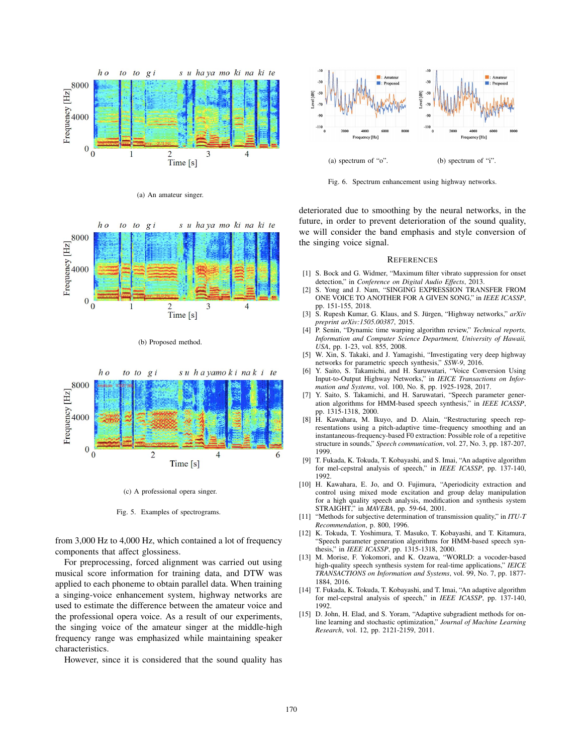h o to to g i s u ha ya mo ki na ki te

Frequency [Hz]

8000

4000

0

0 1 2 3 4

Time [s]

(a) An amateur singer.

h o to to g i s u ha ya mo ki na ki te

Frequency [Hz]

8000

4000

0

0 1 2 3 4

Time [s]

(b) Proposed method.

h o to to g i s u h a yamo k i na k i te

Frequency [Hz]

8000

4000

0

0 2 4 6

Time [s]

(c) A professional opera singer.

Fig. 5. Examples of spectrograms.

from 3,000 Hz to 4,000 Hz, which contained a lot of frequency components that affect glossiness.

For preprocessing, forced alignment was carried out using musical score information for training data, and DTW was applied to each phoneme to obtain parallel data. When training a singing-voice enhancement system, highway networks are used to estimate the difference between the amateur voice and the professional opera voice. As a result of our experiments, the singing voice of the amateur singer at the middle-high frequency range was emphasized while maintaining speaker characteristics.

However, since it is considered that the sound quality has deteriorated due to smoothing by the neural networks, in the future, in order to prevent deterioration of the sound quality, we will consider the band emphasis and style conversion of the singing voice signal.

Level [dB]

Frequency [Hz]

■: Amateur
■: Proposed

(a) spectrum of "o".

(b) spectrum of "i".

Fig. 6. Spectrum enhancement using highway networks.

## References

[1] S. Bock and G. Widmer, "Maximum filter vibrato suppression for onset detection," in *Conference on Digital Audio Effects*, 2013.

[2] S. Yong and J. Nam, "SINGING EXPRESSION TRANSFER FROM ONE VOICE TO ANOTHER FOR A GIVEN SONG," in *IEEE ICASSP*, pp. 151-155, 2018.

[3] S. Rupesh Kumar, G. Klaus, and S. Jürgen, "Highway networks," *arXiv preprint arXiv:1505.00387*, 2015.

[4] P. Senin, "Dynamic time warping algorithm review," *Technical reports, Information and Computer Science Department, University of Hawaii, USA*, pp. 1-23, vol. 855, 2008.

[5] W. Xin, S. Takaki, and J. Yamagishi, "Investigating very deep highway networks for parametric speech synthesis," *SSW-9*, 2016.

[6] Y. Saito, S. Takamichi, and H. Saruwatari, "Voice Conversion Using Input-to-Output Highway Networks," in *IEICE Transactions on Information and Systems*, vol. 100, No. 8, pp. 1925-1928, 2017.

[7] Y. Saito, S. Takamichi, and H. Saruwatari, "Speech parameter generation algorithms for HMM-based speech synthesis," in *IEEE ICASSP*, pp. 1315-1318, 2000.

[8] H. Kawahara, M. Ikuyo, and D. Alain, "Restructuring speech representations using a pitch-adaptive time–frequency smoothing and an instantaneous-frequency-based F0 extraction: Possible role of a repetitive structure in sounds," *Speech communication*, vol. 27, No. 3, pp. 187-207, 1999.

[9] T. Fukada, K. Tokuda, T. Kobayashi, and S. Imai, "An adaptive algorithm for mel-cepstral analysis of speech," in *IEEE ICASSP*, pp. 137-140, 1992.

[10] H. Kawahara, E. Jo, and O. Fujimura, "Aperiodicity extraction and control using mixed mode excitation and group delay manipulation for a high quality speech analysis, modification and synthesis system STRAIGHT," in *MAVEBA*, pp. 59-64, 2001.

[11] "Methods for subjective determination of transmission quality," in *ITU-T Recommendation*, p. 800, 1996.

[12] K. Tokuda, T. Yoshimura, T. Masuko, T. Kobayashi, and T. Kitamura, "Speech parameter generation algorithms for HMM-based speech synthesis," in *IEEE ICASSP*, pp. 1315-1318, 2000.

[13] M. Morise, F. Yokomori, and K. Ozawa, "WORLD: a vocoder-based high-quality speech synthesis system for real-time applications," *IEICE TRANSACTIONS on Information and Systems*, vol. 99, No. 7, pp. 1877-1884, 2016.

[14] T. Fukada, K. Tokuda, T. Kobayashi, and T. Imai, "An adaptive algorithm for mel-cepstral analysis of speech," in *IEEE ICASSP*, pp. 137-140, 1992.

[15] D. John, H. Elad, and S. Yoram, "Adaptive subgradient methods for online learning and stochastic optimization," *Journal of Machine Learning Research*, vol. 12, pp. 2121-2159, 2011.